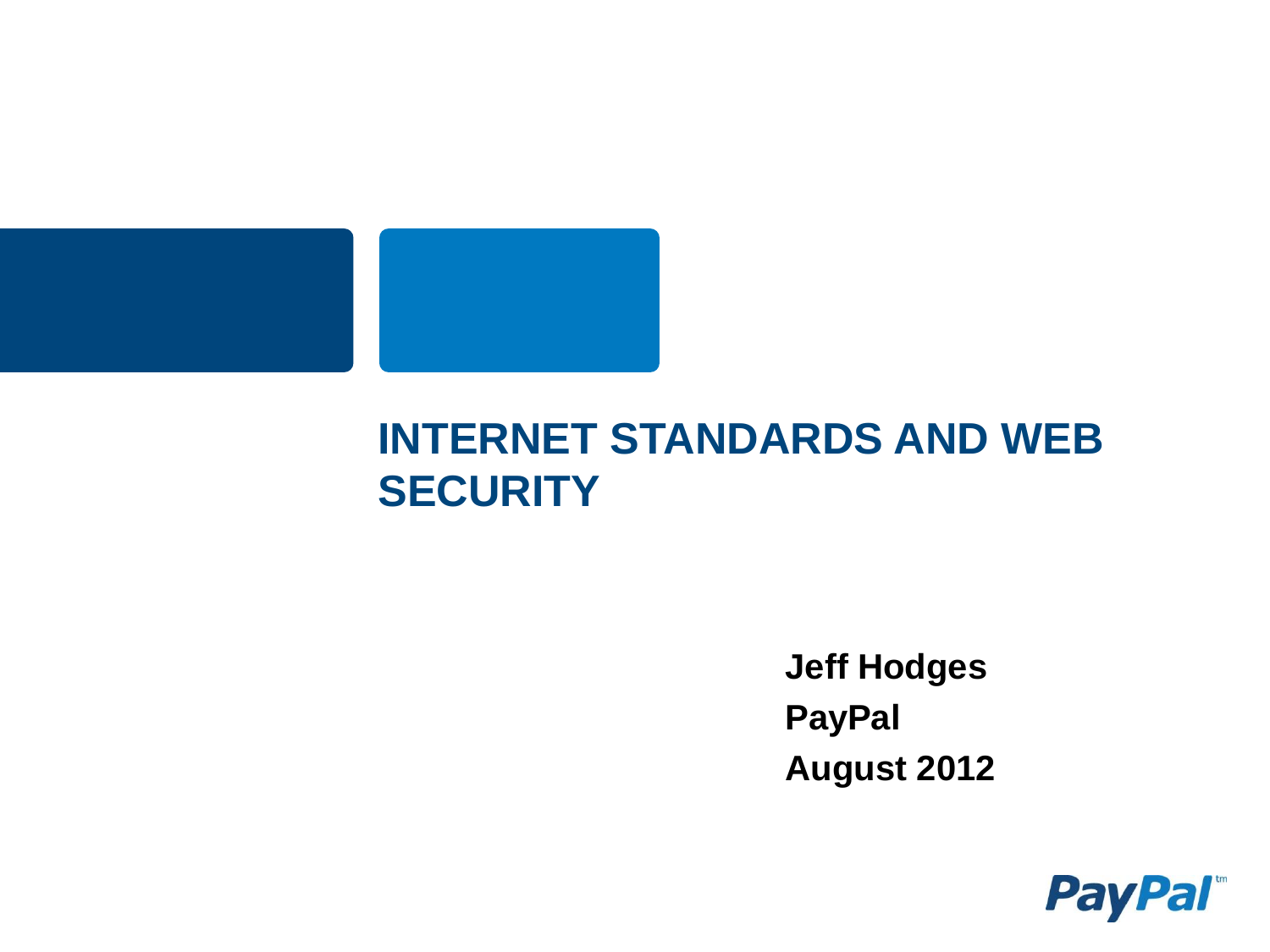# INTERNET STANDARDS AND WEB SECURITY

**Jeff Hodges**

**PayPal**

**August 2012**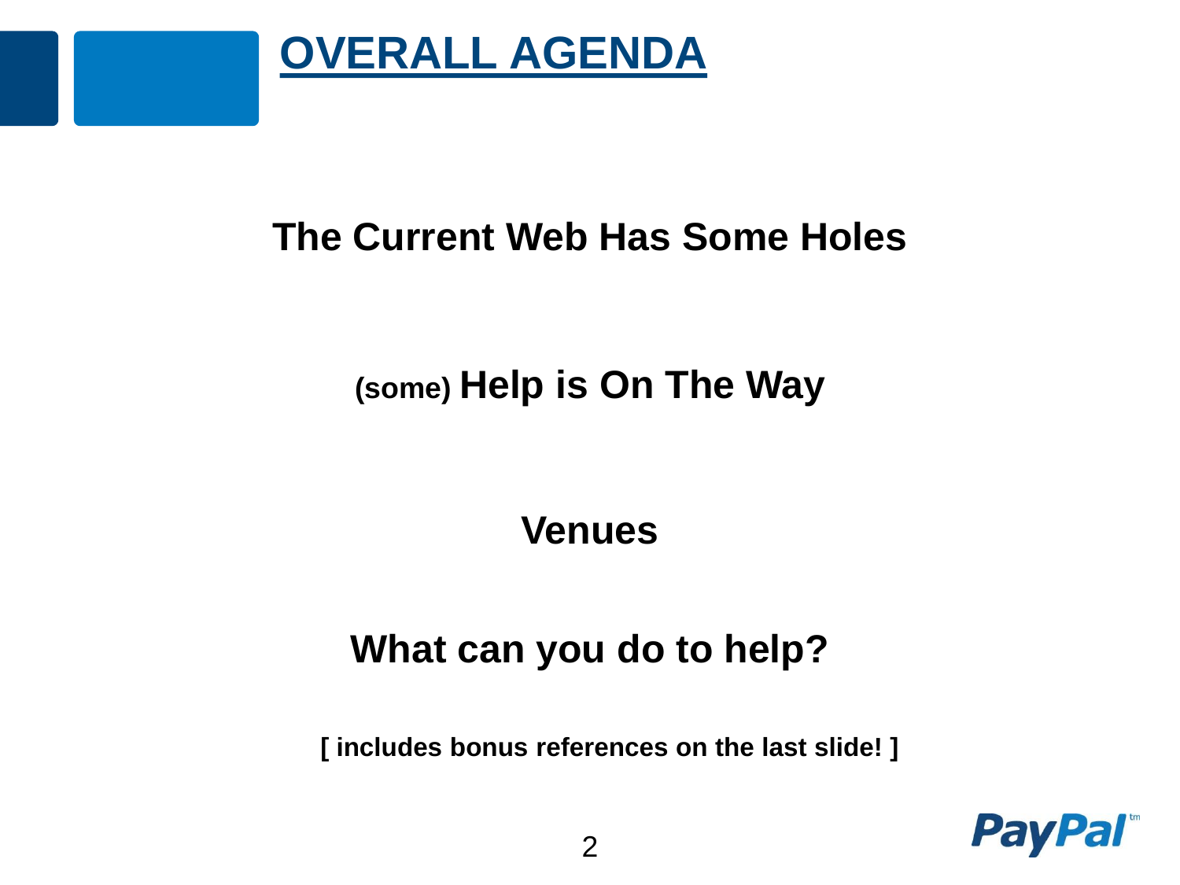# OVERALL AGENDA

**The Current Web Has Some Holes**

**(some) Help is On The Way**

**Venues**

**What can you do to help?**

**[ includes bonus references on the last slide! ]**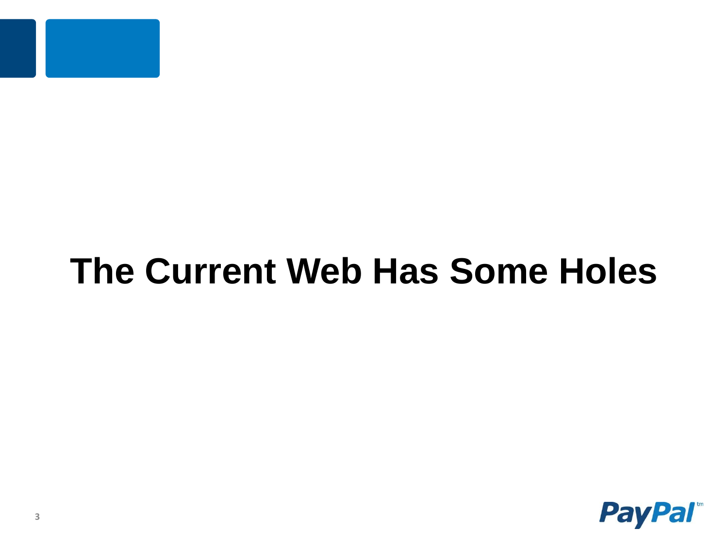# The Current Web Has Some Holes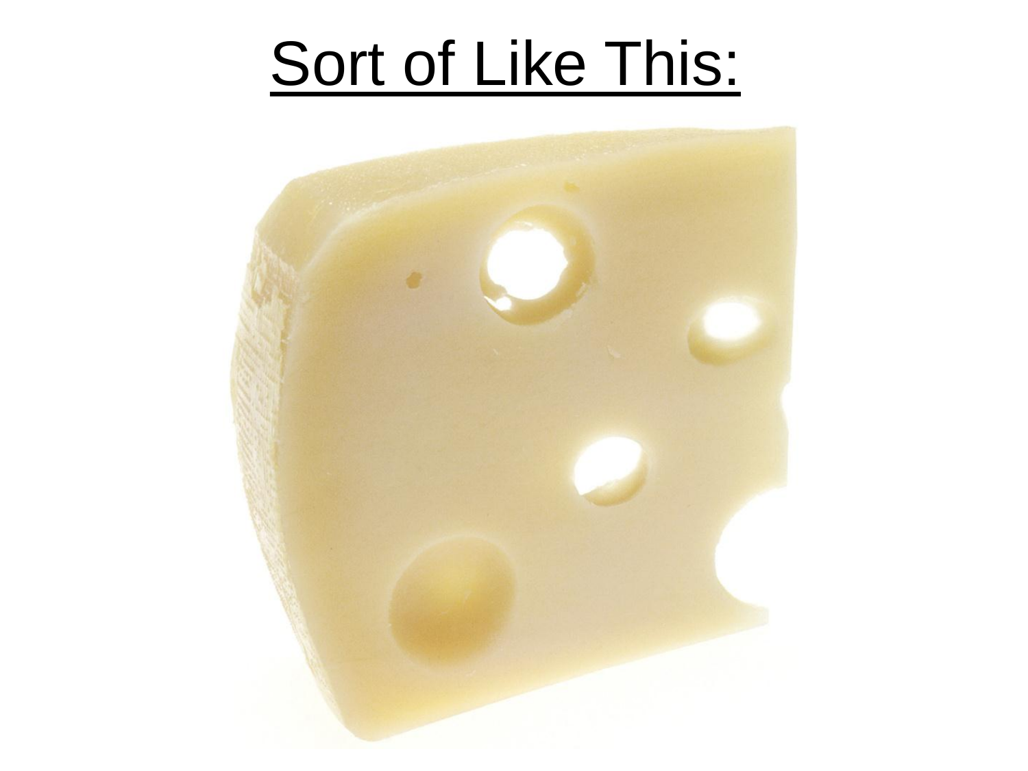# Sort of Like This: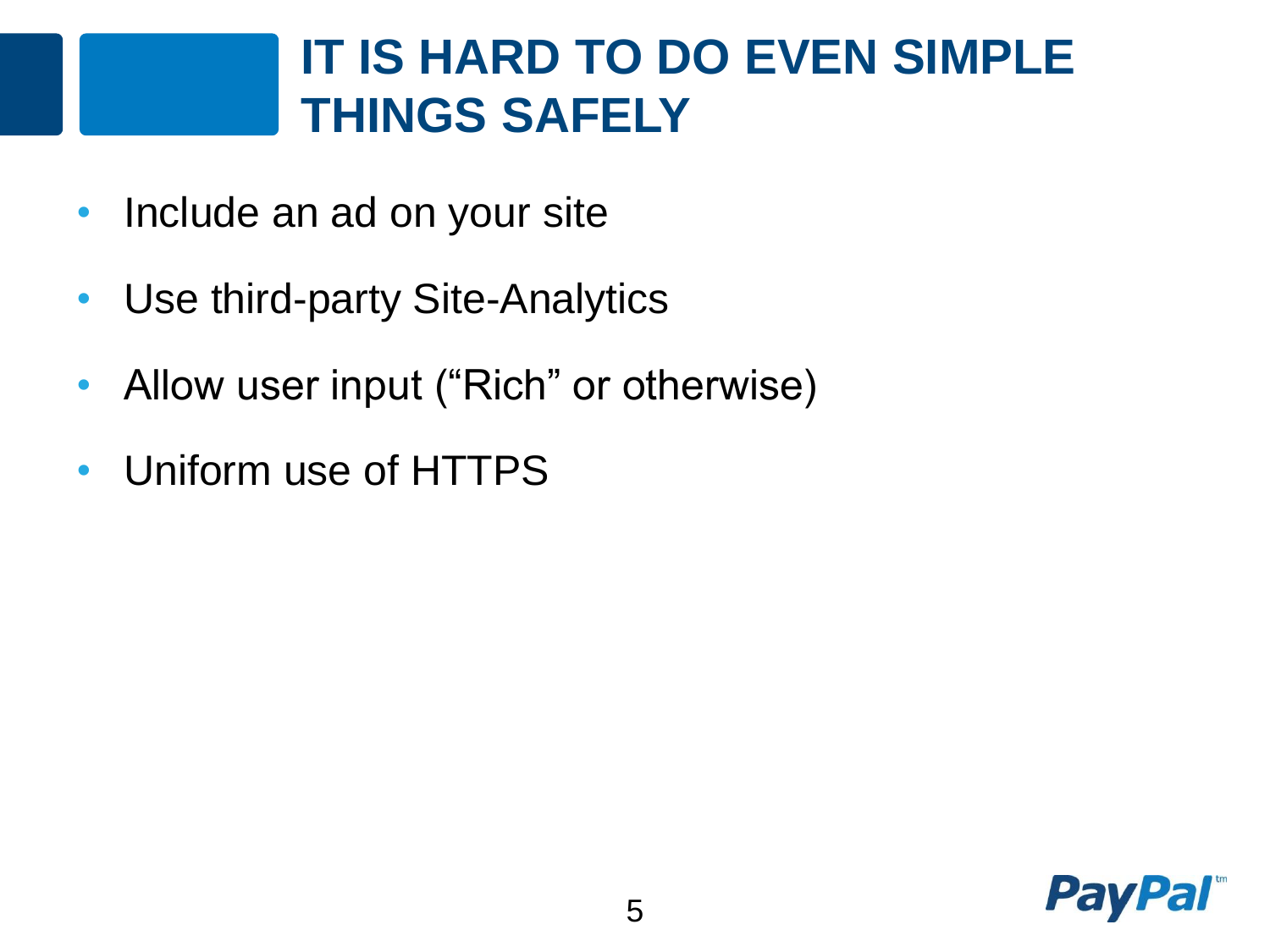# IT IS HARD TO DO EVEN SIMPLE THINGS SAFELY

- Include an ad on your site
- Use third-party Site-Analytics
- Allow user input (“Rich” or otherwise)
- Uniform use of HTTPS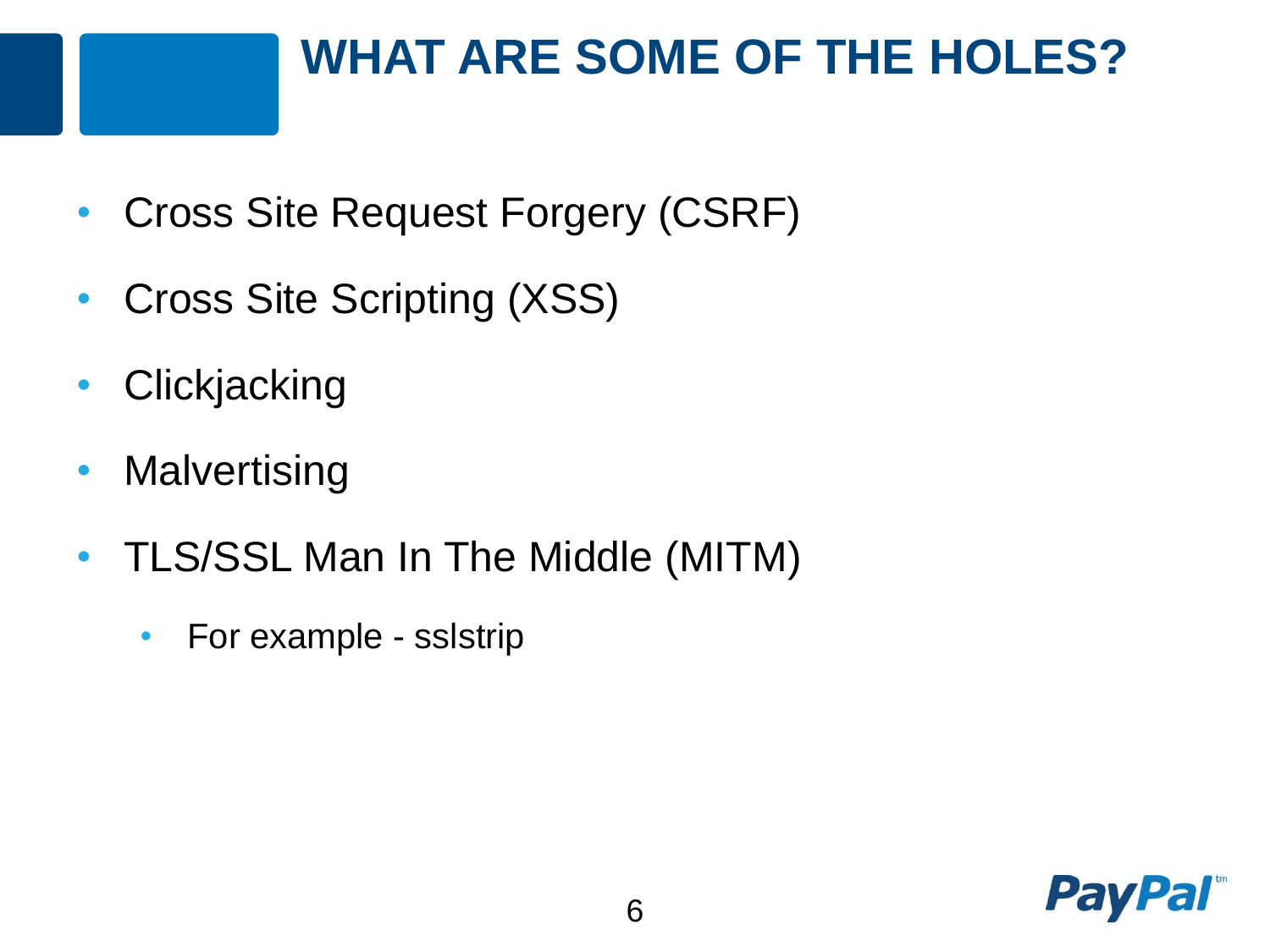# WHAT ARE SOME OF THE HOLES?

- Cross Site Request Forgery (CSRF)
- Cross Site Scripting (XSS)
- Clickjacking
- Malvertising
- TLS/SSL Man In The Middle (MITM)
  - For example - sslstrip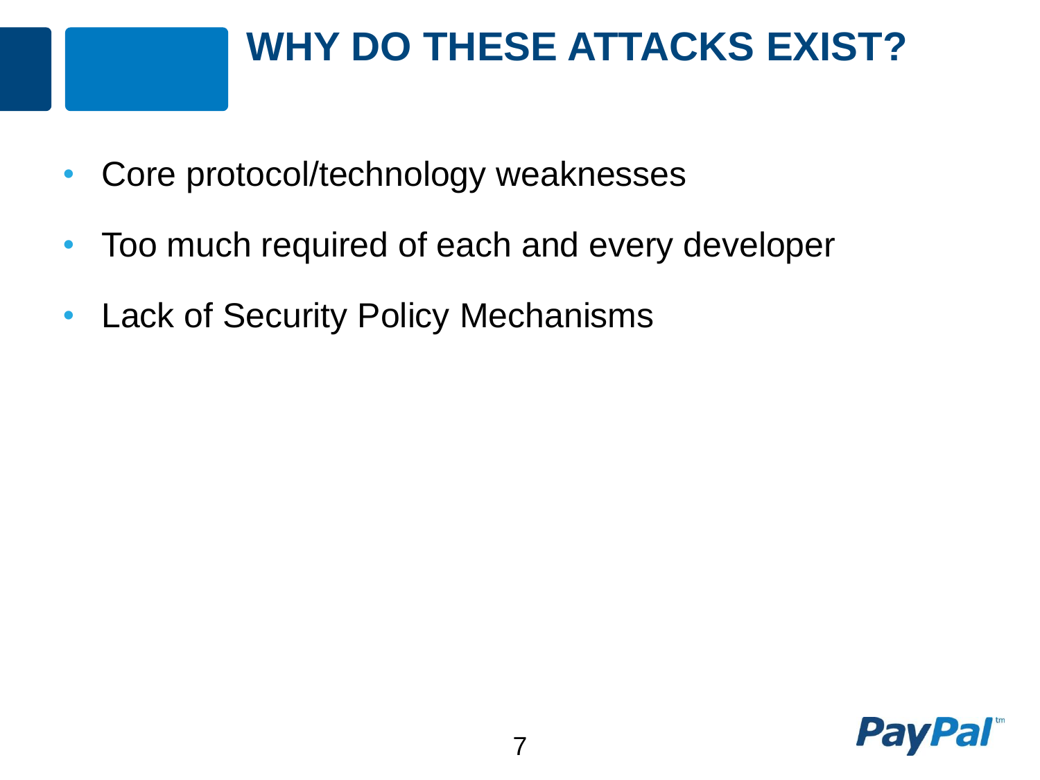# WHY DO THESE ATTACKS EXIST?

- Core protocol/technology weaknesses
- Too much required of each and every developer
- Lack of Security Policy Mechanisms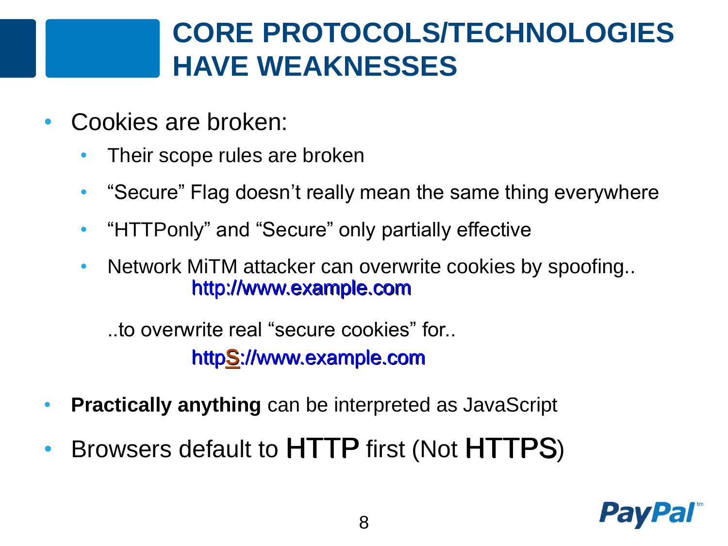# CORE PROTOCOLS/TECHNOLOGIES HAVE WEAKNESSES

- Cookies are broken:
  - Their scope rules are broken
  - “Secure” Flag doesn’t really mean the same thing everywhere
  - “HTTPonly” and “Secure” only partially effective
  - Network MiTM attacker can overwrite cookies by spoofing..

    http://www.example.com

    ..to overwrite real “secure cookies” for..

    httpS://www.example.com
- **Practically anything** can be interpreted as JavaScript
- Browsers default to HTTP first (Not HTTPS)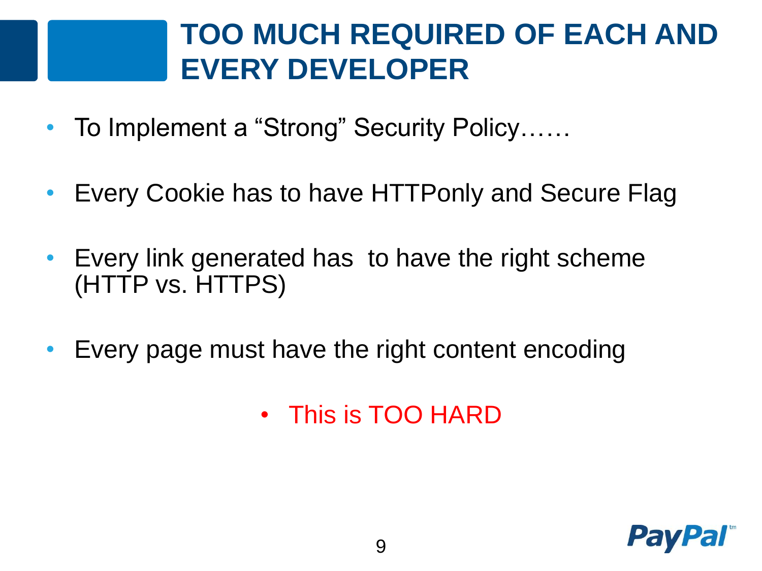# TOO MUCH REQUIRED OF EACH AND EVERY DEVELOPER

- To Implement a "Strong" Security Policy……
- Every Cookie has to have HTTPonly and Secure Flag
- Every link generated has to have the right scheme (HTTP vs. HTTPS)
- Every page must have the right content encoding
  - This is TOO HARD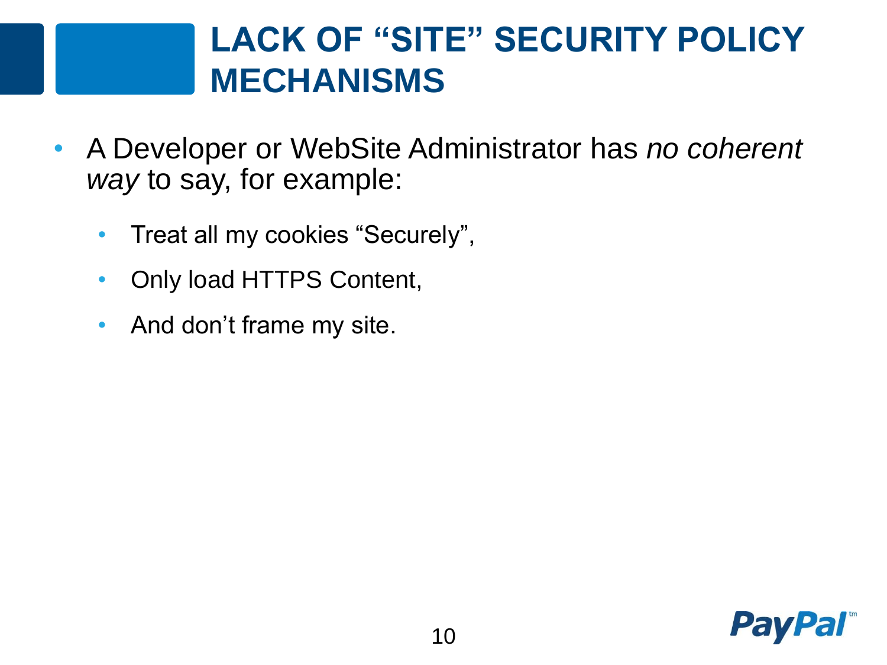# LACK OF "SITE" SECURITY POLICY MECHANISMS

- A Developer or WebSite Administrator has *no coherent way* to say, for example:
  - Treat all my cookies "Securely",
  - Only load HTTPS Content,
  - And don't frame my site.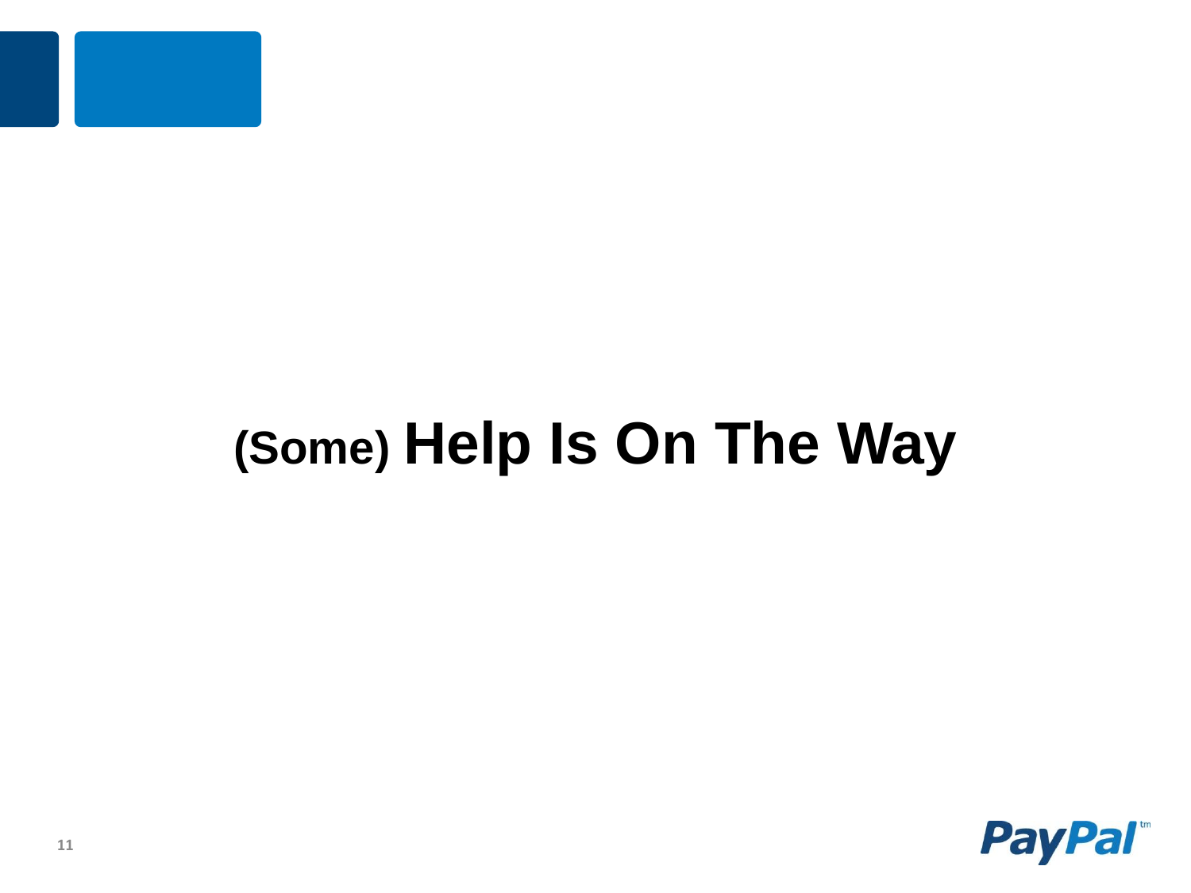# (Some) Help Is On The Way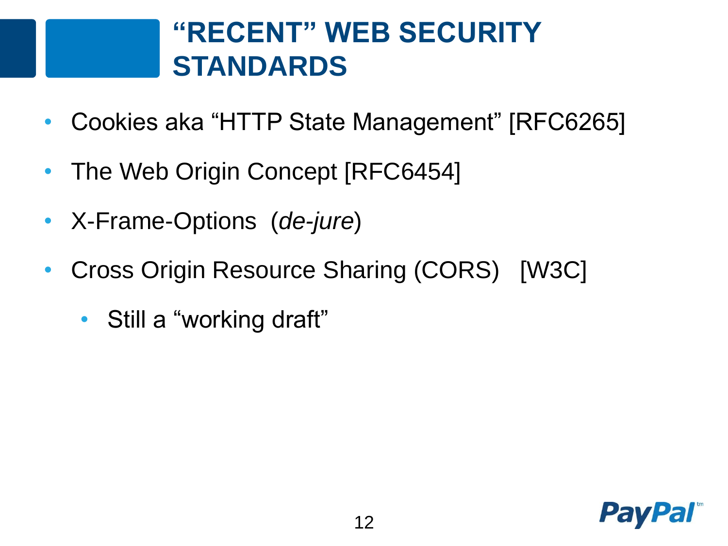# "RECENT" WEB SECURITY STANDARDS

- Cookies aka "HTTP State Management" [RFC6265]
- The Web Origin Concept [RFC6454]
- X-Frame-Options (*de-jure*)
- Cross Origin Resource Sharing (CORS) [W3C]
  - Still a "working draft"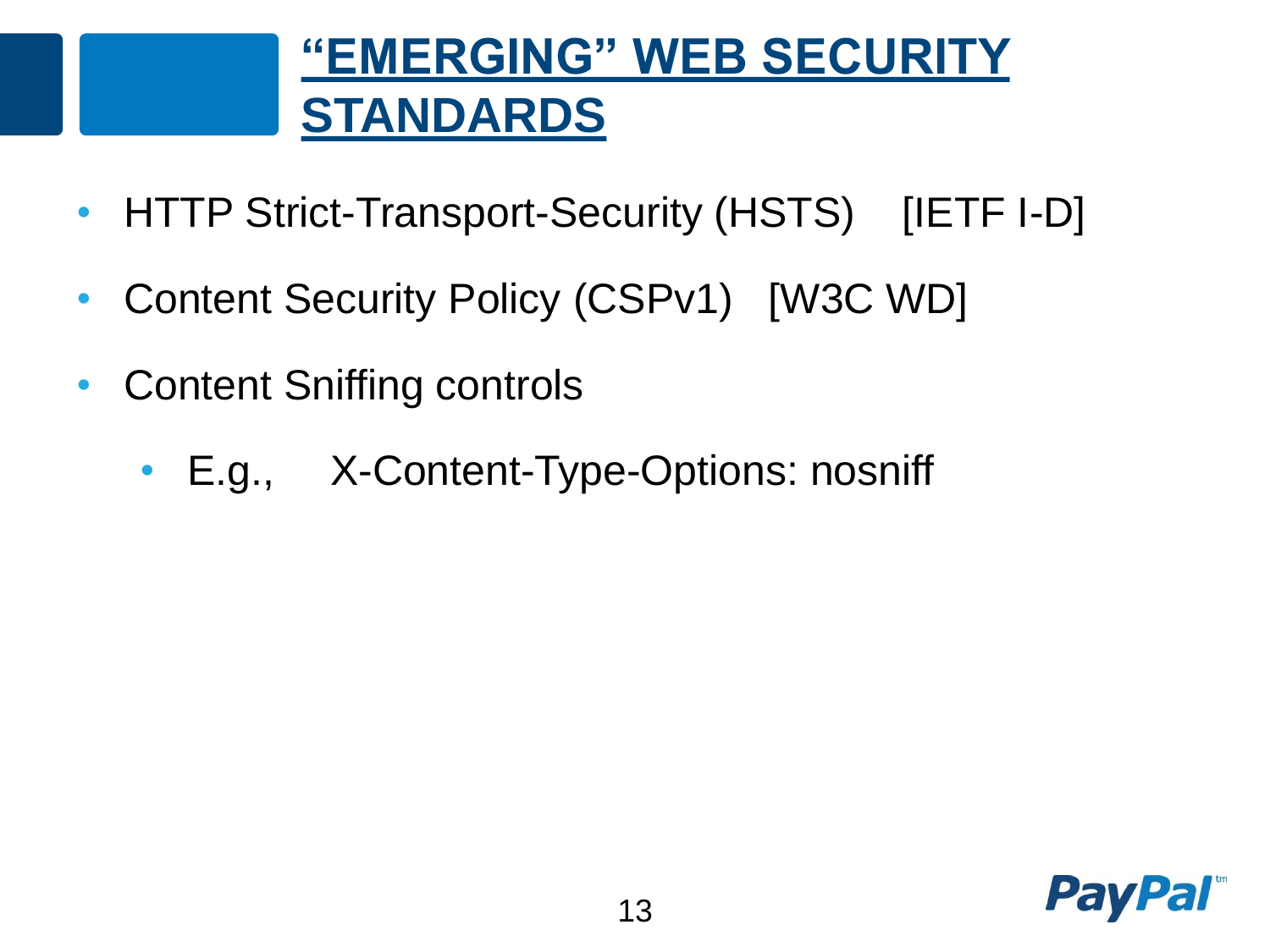# "EMERGING" WEB SECURITY STANDARDS

- HTTP Strict-Transport-Security (HSTS) [IETF I-D]
- Content Security Policy (CSPv1) [W3C WD]
- Content Sniffing controls
  - E.g., X-Content-Type-Options: nosniff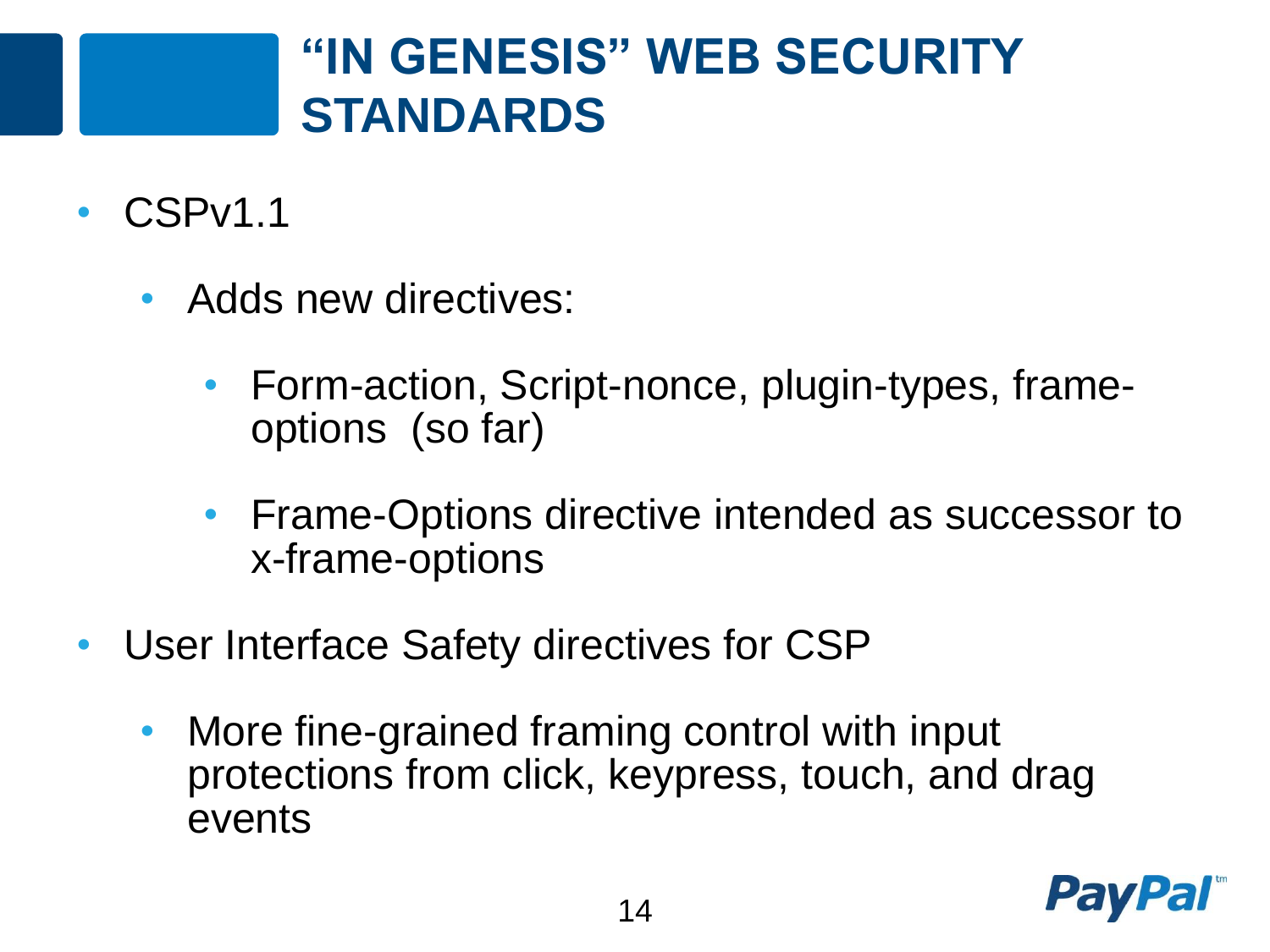# "IN GENESIS" WEB SECURITY STANDARDS

- CSPv1.1
  - Adds new directives:
    - Form-action, Script-nonce, plugin-types, frame-options (so far)
    - Frame-Options directive intended as successor to x-frame-options
- User Interface Safety directives for CSP
  - More fine-grained framing control with input protections from click, keypress, touch, and drag events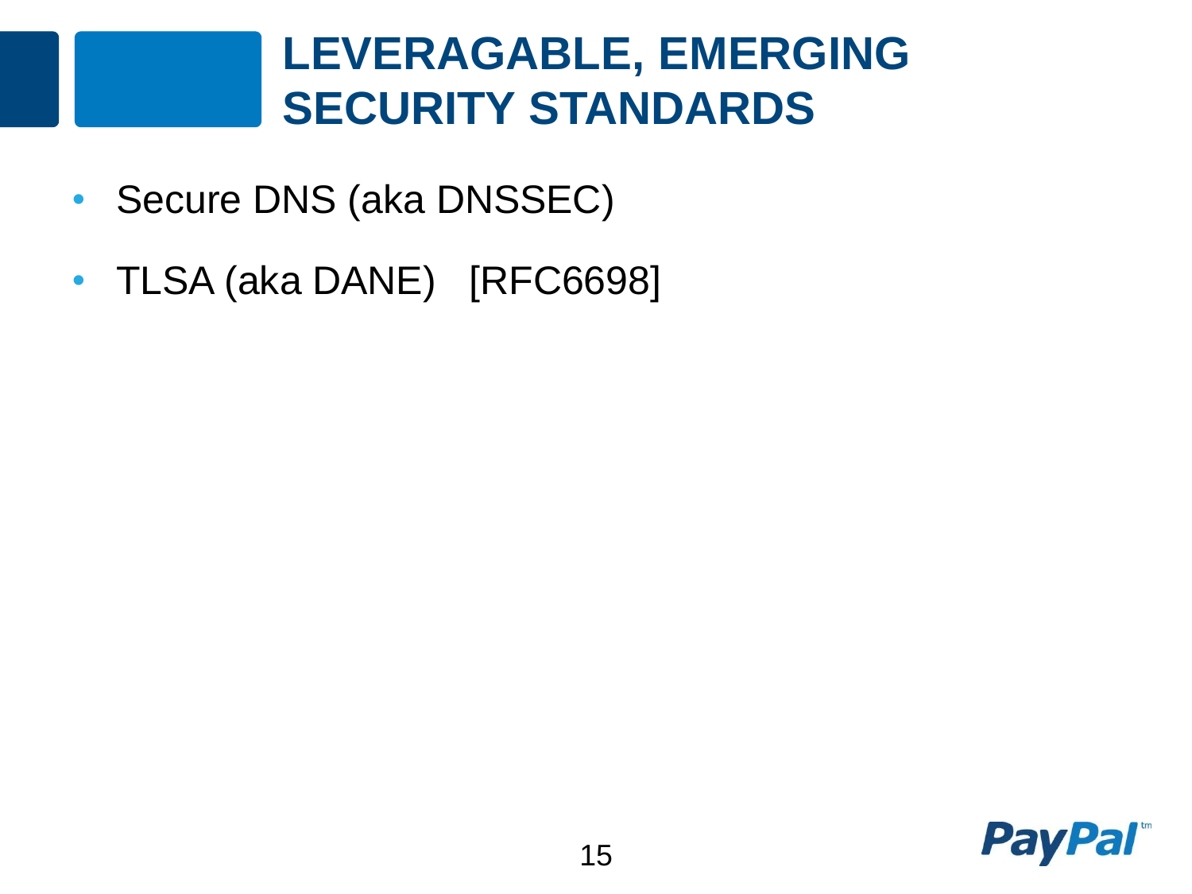# LEVERAGABLE, EMERGING SECURITY STANDARDS

- Secure DNS (aka DNSSEC)
- TLSA (aka DANE)   [RFC6698]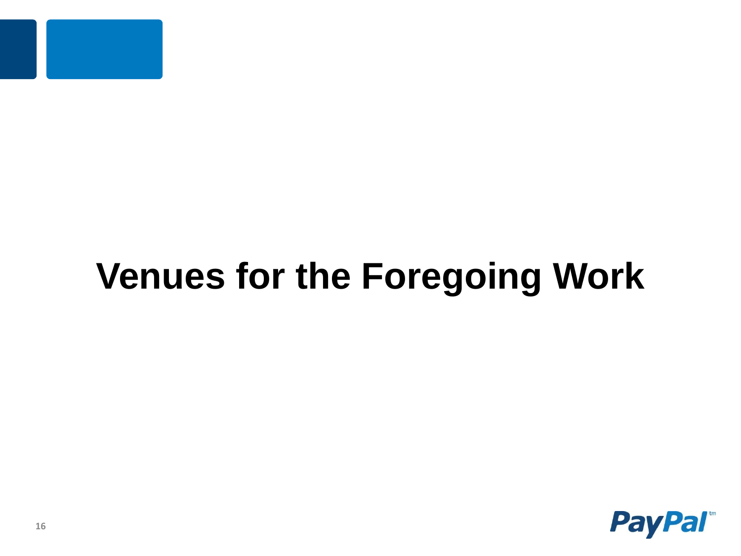# Venues for the Foregoing Work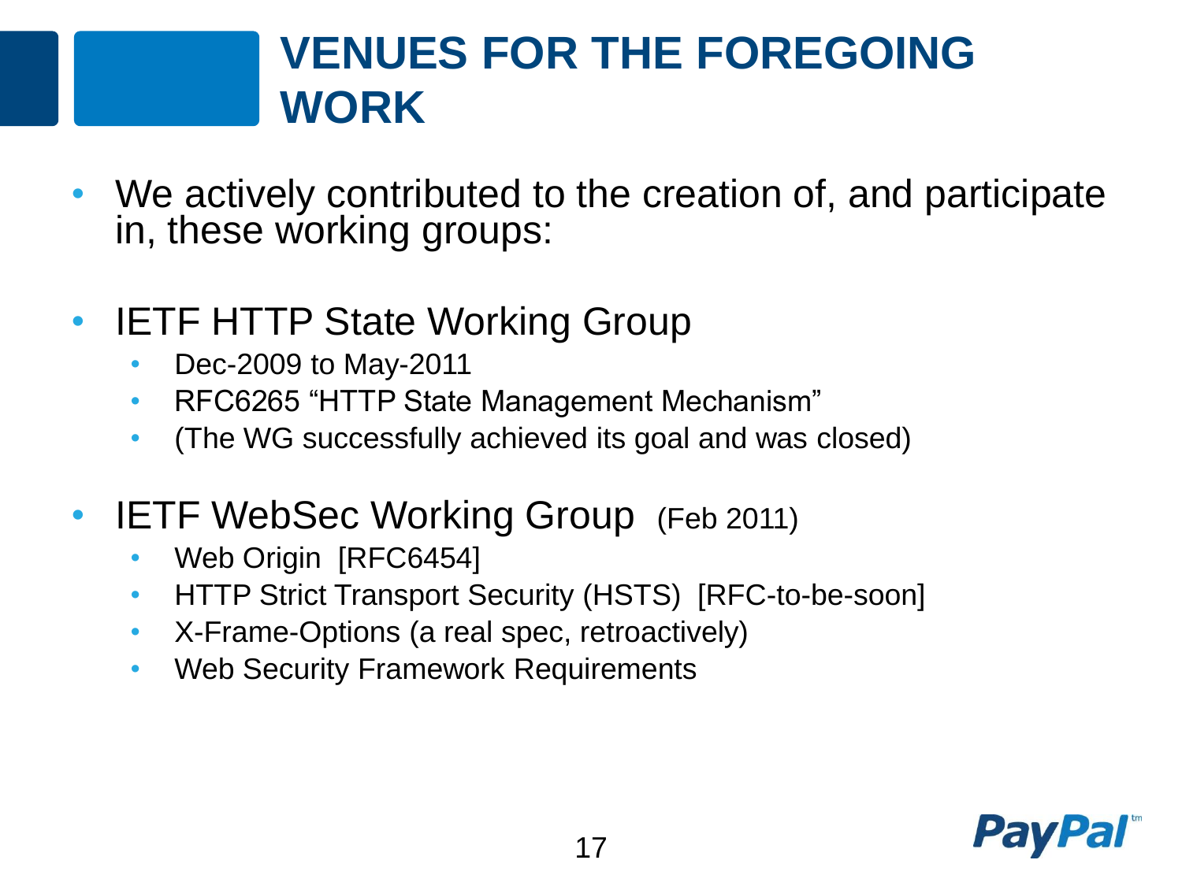# VENUES FOR THE FOREGOING WORK

- We actively contributed to the creation of, and participate in, these working groups:

- IETF HTTP State Working Group
  - Dec-2009 to May-2011
  - RFC6265 "HTTP State Management Mechanism"
  - (The WG successfully achieved its goal and was closed)

- IETF WebSec Working Group (Feb 2011)
  - Web Origin [RFC6454]
  - HTTP Strict Transport Security (HSTS) [RFC-to-be-soon]
  - X-Frame-Options (a real spec, retroactively)
  - Web Security Framework Requirements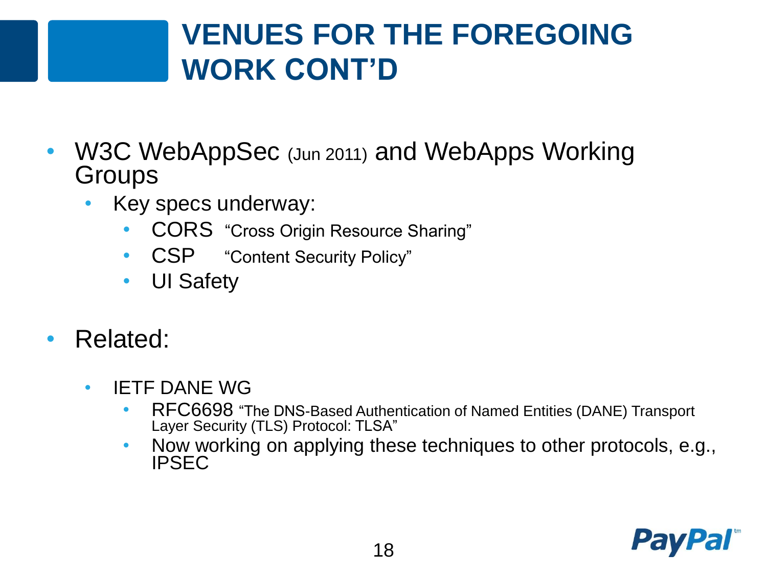# VENUES FOR THE FOREGOING WORK CONT'D

- W3C WebAppSec (Jun 2011) and WebApps Working Groups
  - Key specs underway:
    - CORS "Cross Origin Resource Sharing"
    - CSP "Content Security Policy"
    - UI Safety
- Related:
  - IETF DANE WG
    - RFC6698 "The DNS-Based Authentication of Named Entities (DANE) Transport Layer Security (TLS) Protocol: TLSA"
    - Now working on applying these techniques to other protocols, e.g., IPSEC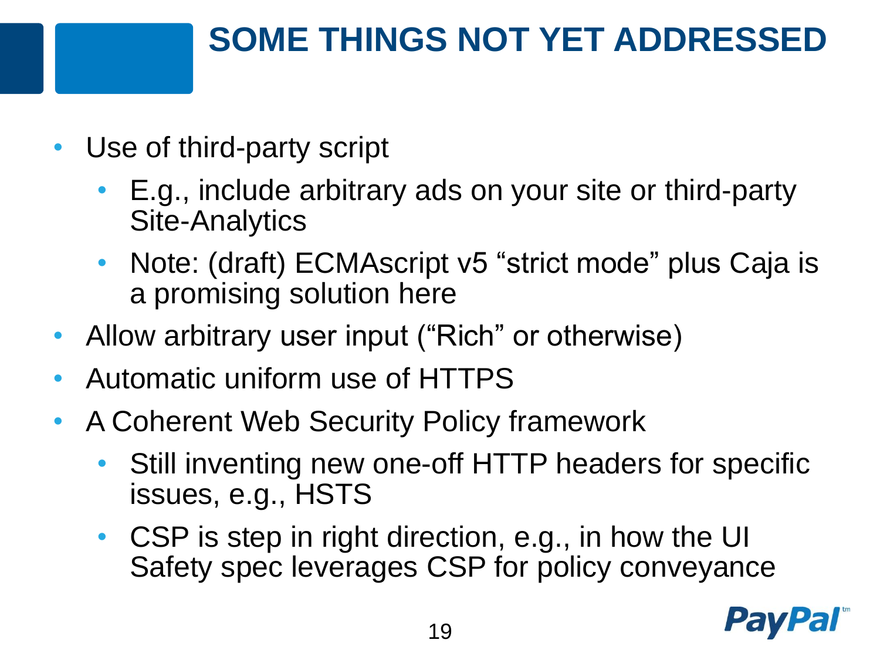# SOME THINGS NOT YET ADDRESSED

- Use of third-party script
  - E.g., include arbitrary ads on your site or third-party Site-Analytics
  - Note: (draft) ECMAscript v5 “strict mode” plus Caja is a promising solution here
- Allow arbitrary user input (“Rich” or otherwise)
- Automatic uniform use of HTTPS
- A Coherent Web Security Policy framework
  - Still inventing new one-off HTTP headers for specific issues, e.g., HSTS
  - CSP is step in right direction, e.g., in how the UI Safety spec leverages CSP for policy conveyance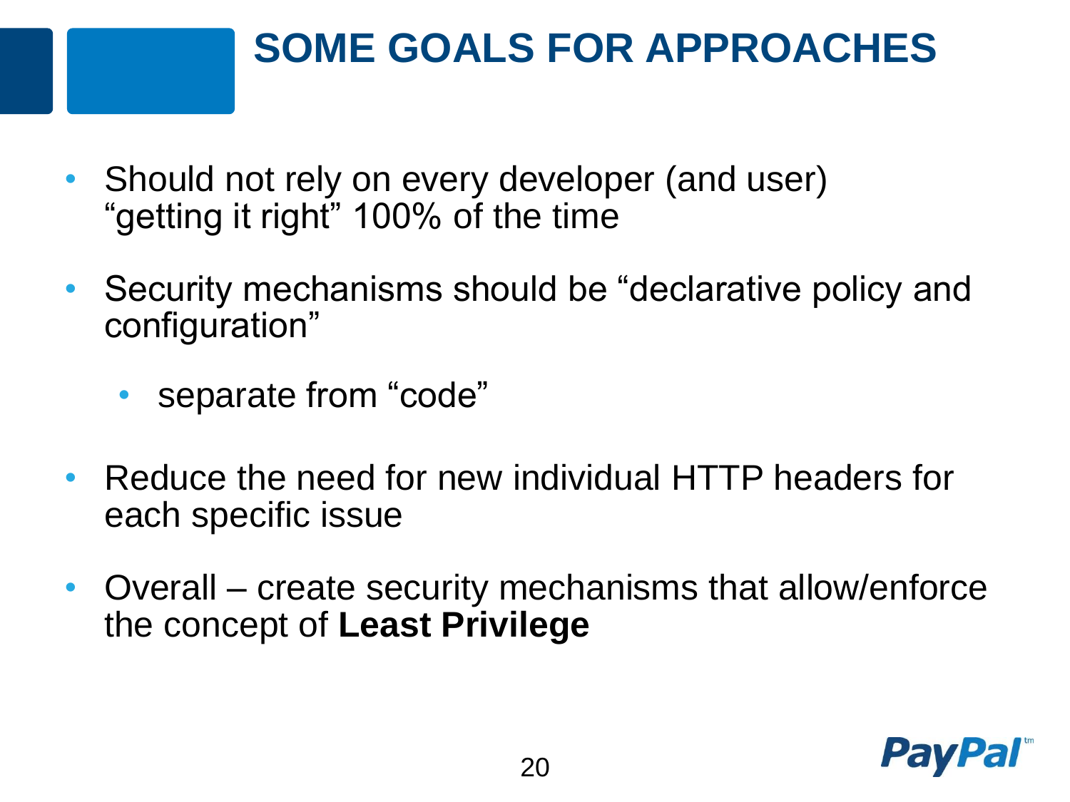# SOME GOALS FOR APPROACHES

- Should not rely on every developer (and user) “getting it right” 100% of the time
- Security mechanisms should be “declarative policy and configuration”
  - separate from “code”
- Reduce the need for new individual HTTP headers for each specific issue
- Overall – create security mechanisms that allow/enforce the concept of **Least Privilege**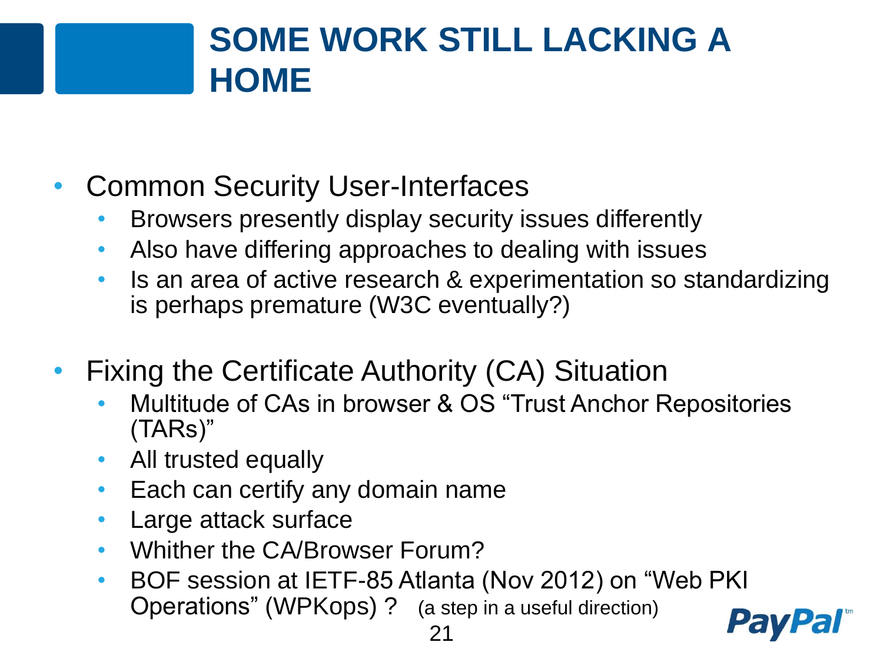# SOME WORK STILL LACKING A HOME

- Common Security User-Interfaces
  - Browsers presently display security issues differently
  - Also have differing approaches to dealing with issues
  - Is an area of active research & experimentation so standardizing is perhaps premature (W3C eventually?)
- Fixing the Certificate Authority (CA) Situation
  - Multitude of CAs in browser & OS "Trust Anchor Repositories (TARs)"
  - All trusted equally
  - Each can certify any domain name
  - Large attack surface
  - Whither the CA/Browser Forum?
  - BOF session at IETF-85 Atlanta (Nov 2012) on "Web PKI Operations" (WPKops) ? (a step in a useful direction)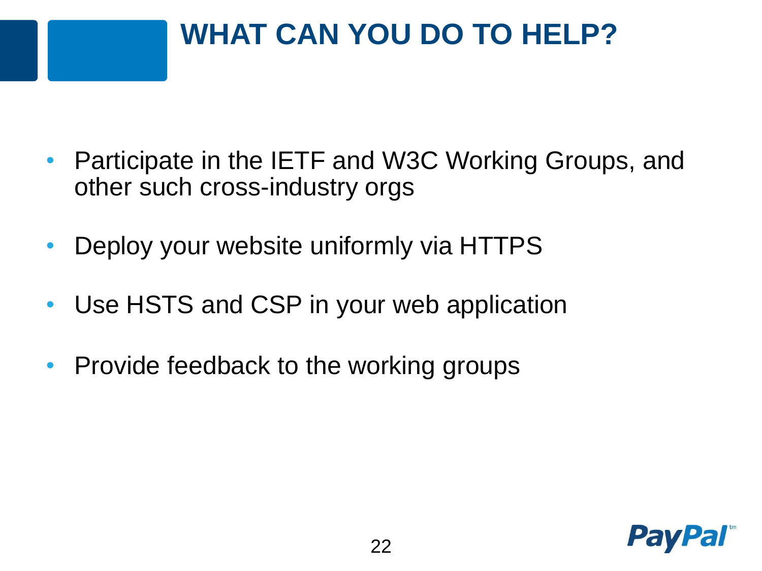# WHAT CAN YOU DO TO HELP?

- Participate in the IETF and W3C Working Groups, and other such cross-industry orgs
- Deploy your website uniformly via HTTPS
- Use HSTS and CSP in your web application
- Provide feedback to the working groups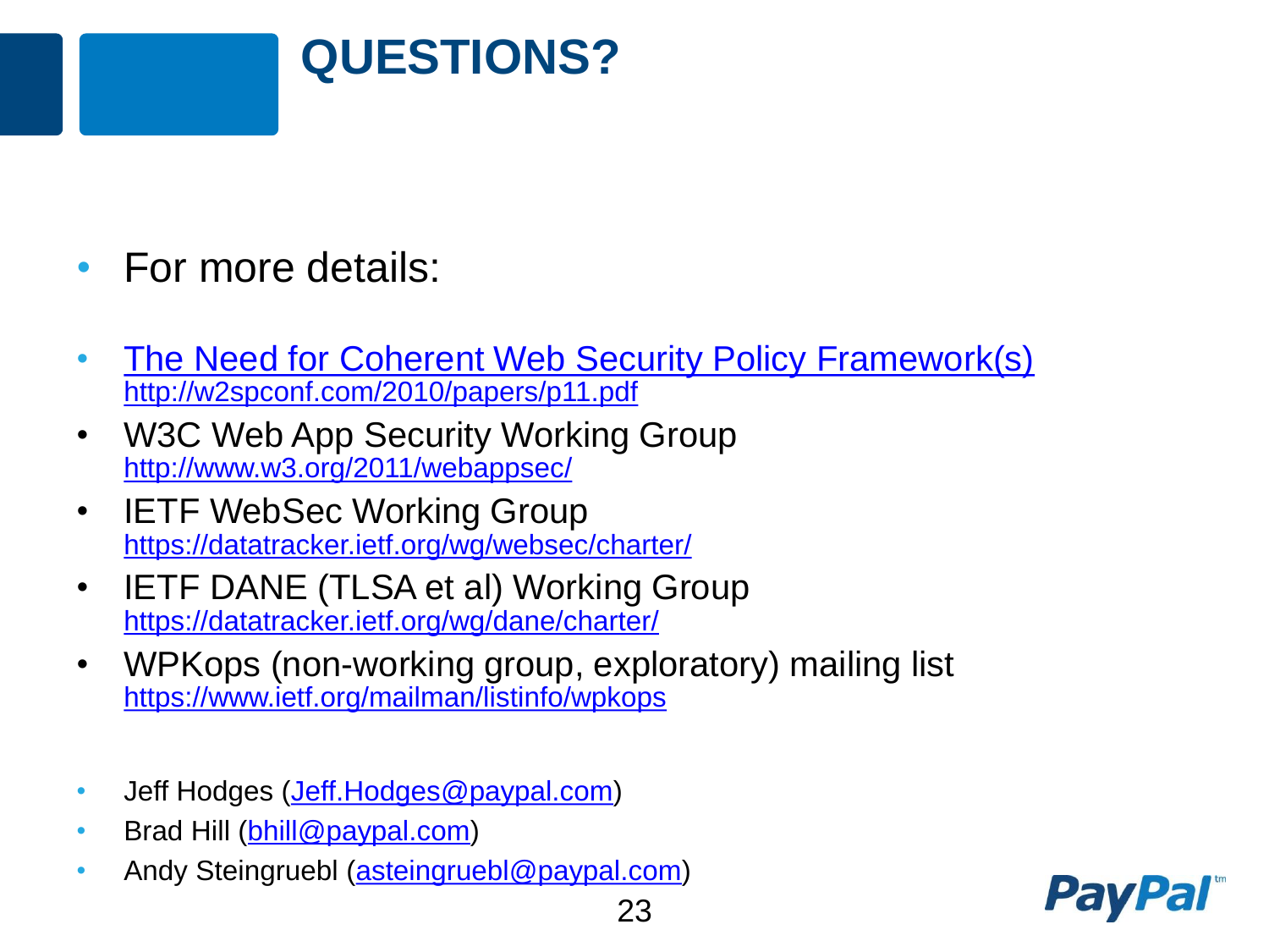# QUESTIONS?

- For more details:

- [The Need for Coherent Web Security Policy Framework(s)](http://w2spconf.com/2010/papers/p11.pdf)
  http://w2spconf.com/2010/papers/p11.pdf
- W3C Web App Security Working Group
  http://www.w3.org/2011/webappsec/
- IETF WebSec Working Group
  https://datatracker.ietf.org/wg/websec/charter/
- IETF DANE (TLSA et al) Working Group
  https://datatracker.ietf.org/wg/dane/charter/
- WPKops (non-working group, exploratory) mailing list
  https://www.ietf.org/mailman/listinfo/wpkops

- Jeff Hodges (Jeff.Hodges@paypal.com)
- Brad Hill (bhill@paypal.com)
- Andy Steingruebl (asteingruebl@paypal.com)